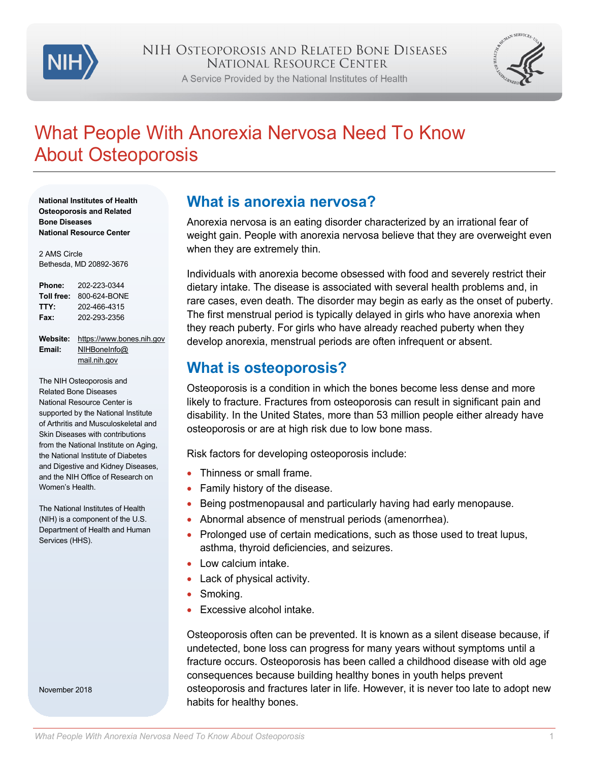NIH Osteoporosis and Related Bone Diseases National Resource Center

A Service Provided by the National Institutes of Health

# What People With Anorexia Nervosa Need To Know About Osteoporosis

**National Institutes of Health Osteoporosis and Related Bone Diseases National Resource Center**

2 AMS Circle
Bethesda, MD 20892-3676

**Phone:** 202-223-0344
**Toll free:** 800-624-BONE
**TTY:** 202-466-4315
**Fax:** 202-293-2356

**Website:** https://www.bones.nih.gov
**Email:** NIHBoneInfo@mail.nih.gov

The NIH Osteoporosis and Related Bone Diseases National Resource Center is supported by the National Institute of Arthritis and Musculoskeletal and Skin Diseases with contributions from the National Institute on Aging, the National Institute of Diabetes and Digestive and Kidney Diseases, and the NIH Office of Research on Women's Health.

The National Institutes of Health (NIH) is a component of the U.S. Department of Health and Human Services (HHS).

November 2018

## What is anorexia nervosa?

Anorexia nervosa is an eating disorder characterized by an irrational fear of weight gain. People with anorexia nervosa believe that they are overweight even when they are extremely thin.

Individuals with anorexia become obsessed with food and severely restrict their dietary intake. The disease is associated with several health problems and, in rare cases, even death. The disorder may begin as early as the onset of puberty. The first menstrual period is typically delayed in girls who have anorexia when they reach puberty. For girls who have already reached puberty when they develop anorexia, menstrual periods are often infrequent or absent.

## What is osteoporosis?

Osteoporosis is a condition in which the bones become less dense and more likely to fracture. Fractures from osteoporosis can result in significant pain and disability. In the United States, more than 53 million people either already have osteoporosis or are at high risk due to low bone mass.

Risk factors for developing osteoporosis include:

- Thinness or small frame.
- Family history of the disease.
- Being postmenopausal and particularly having had early menopause.
- Abnormal absence of menstrual periods (amenorrhea).
- Prolonged use of certain medications, such as those used to treat lupus, asthma, thyroid deficiencies, and seizures.
- Low calcium intake.
- Lack of physical activity.
- Smoking.
- Excessive alcohol intake.

Osteoporosis often can be prevented. It is known as a silent disease because, if undetected, bone loss can progress for many years without symptoms until a fracture occurs. Osteoporosis has been called a childhood disease with old age consequences because building healthy bones in youth helps prevent osteoporosis and fractures later in life. However, it is never too late to adopt new habits for healthy bones.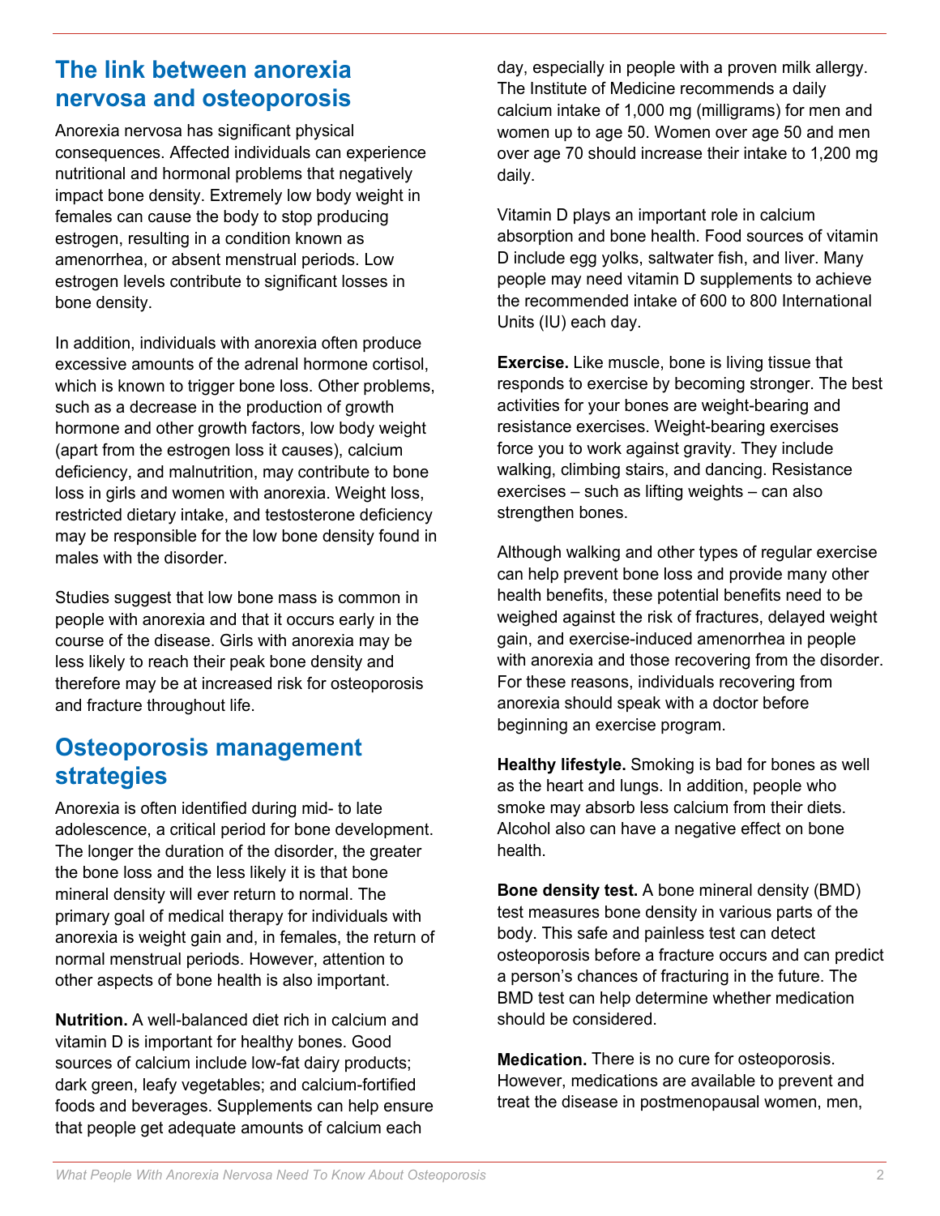## The link between anorexia nervosa and osteoporosis

Anorexia nervosa has significant physical consequences. Affected individuals can experience nutritional and hormonal problems that negatively impact bone density. Extremely low body weight in females can cause the body to stop producing estrogen, resulting in a condition known as amenorrhea, or absent menstrual periods. Low estrogen levels contribute to significant losses in bone density.

In addition, individuals with anorexia often produce excessive amounts of the adrenal hormone cortisol, which is known to trigger bone loss. Other problems, such as a decrease in the production of growth hormone and other growth factors, low body weight (apart from the estrogen loss it causes), calcium deficiency, and malnutrition, may contribute to bone loss in girls and women with anorexia. Weight loss, restricted dietary intake, and testosterone deficiency may be responsible for the low bone density found in males with the disorder.

Studies suggest that low bone mass is common in people with anorexia and that it occurs early in the course of the disease. Girls with anorexia may be less likely to reach their peak bone density and therefore may be at increased risk for osteoporosis and fracture throughout life.

## Osteoporosis management strategies

Anorexia is often identified during mid- to late adolescence, a critical period for bone development. The longer the duration of the disorder, the greater the bone loss and the less likely it is that bone mineral density will ever return to normal. The primary goal of medical therapy for individuals with anorexia is weight gain and, in females, the return of normal menstrual periods. However, attention to other aspects of bone health is also important.

**Nutrition.** A well-balanced diet rich in calcium and vitamin D is important for healthy bones. Good sources of calcium include low-fat dairy products; dark green, leafy vegetables; and calcium-fortified foods and beverages. Supplements can help ensure that people get adequate amounts of calcium each day, especially in people with a proven milk allergy. The Institute of Medicine recommends a daily calcium intake of 1,000 mg (milligrams) for men and women up to age 50. Women over age 50 and men over age 70 should increase their intake to 1,200 mg daily.

Vitamin D plays an important role in calcium absorption and bone health. Food sources of vitamin D include egg yolks, saltwater fish, and liver. Many people may need vitamin D supplements to achieve the recommended intake of 600 to 800 International Units (IU) each day.

**Exercise.** Like muscle, bone is living tissue that responds to exercise by becoming stronger. The best activities for your bones are weight-bearing and resistance exercises. Weight-bearing exercises force you to work against gravity. They include walking, climbing stairs, and dancing. Resistance exercises – such as lifting weights – can also strengthen bones.

Although walking and other types of regular exercise can help prevent bone loss and provide many other health benefits, these potential benefits need to be weighed against the risk of fractures, delayed weight gain, and exercise-induced amenorrhea in people with anorexia and those recovering from the disorder. For these reasons, individuals recovering from anorexia should speak with a doctor before beginning an exercise program.

**Healthy lifestyle.** Smoking is bad for bones as well as the heart and lungs. In addition, people who smoke may absorb less calcium from their diets. Alcohol also can have a negative effect on bone health.

**Bone density test.** A bone mineral density (BMD) test measures bone density in various parts of the body. This safe and painless test can detect osteoporosis before a fracture occurs and can predict a person's chances of fracturing in the future. The BMD test can help determine whether medication should be considered.

**Medication.** There is no cure for osteoporosis. However, medications are available to prevent and treat the disease in postmenopausal women, men,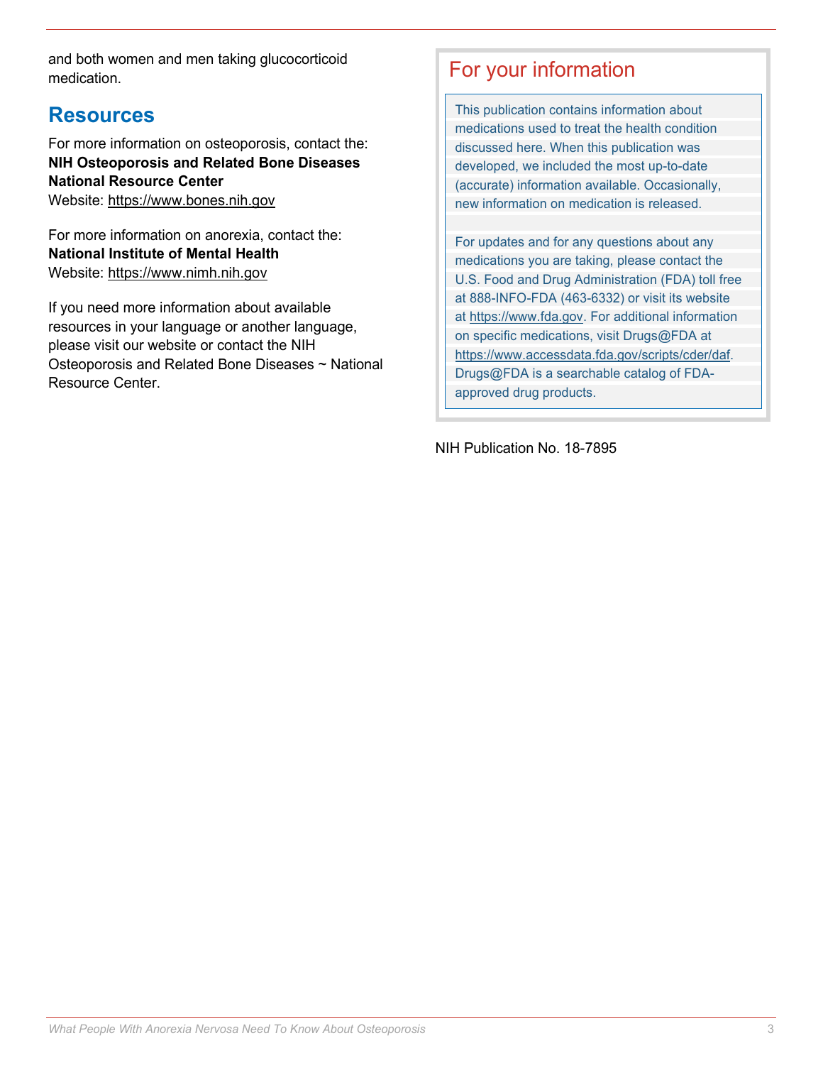and both women and men taking glucocorticoid medication.

## Resources

For more information on osteoporosis, contact the:
**NIH Osteoporosis and Related Bone Diseases National Resource Center**
Website: https://www.bones.nih.gov

For more information on anorexia, contact the:
**National Institute of Mental Health**
Website: https://www.nimh.nih.gov

If you need more information about available resources in your language or another language, please visit our website or contact the NIH Osteoporosis and Related Bone Diseases ~ National Resource Center.

## For your information

This publication contains information about medications used to treat the health condition discussed here. When this publication was developed, we included the most up-to-date (accurate) information available. Occasionally, new information on medication is released.

For updates and for any questions about any medications you are taking, please contact the U.S. Food and Drug Administration (FDA) toll free at 888-INFO-FDA (463-6332) or visit its website at https://www.fda.gov. For additional information on specific medications, visit Drugs@FDA at https://www.accessdata.fda.gov/scripts/cder/daf. Drugs@FDA is a searchable catalog of FDA-approved drug products.

NIH Publication No. 18-7895